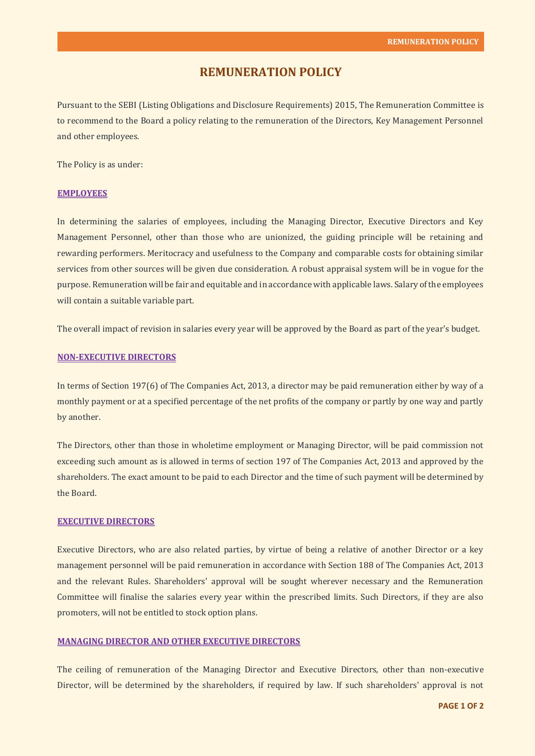# REMUNERATION POLICY

Pursuant to the SEBI (Listing Obligations and Disclosure Requirements) 2015, The Remuneration Committee is to recommend to the Board a policy relating to the remuneration of the Directors, Key Management Personnel and other employees.

The Policy is as under:

## EMPLOYEES

In determining the salaries of employees, including the Managing Director, Executive Directors and Key Management Personnel, other than those who are unionized, the guiding principle will be retaining and rewarding performers. Meritocracy and usefulness to the Company and comparable costs for obtaining similar services from other sources will be given due consideration. A robust appraisal system will be in vogue for the purpose. Remuneration will be fair and equitable and in accordance with applicable laws. Salary of the employees will contain a suitable variable part.

The overall impact of revision in salaries every year will be approved by the Board as part of the year's budget.

## NON-EXECUTIVE DIRECTORS

In terms of Section 197(6) of The Companies Act, 2013, a director may be paid remuneration either by way of a monthly payment or at a specified percentage of the net profits of the company or partly by one way and partly by another.

The Directors, other than those in wholetime employment or Managing Director, will be paid commission not exceeding such amount as is allowed in terms of section 197 of The Companies Act, 2013 and approved by the shareholders. The exact amount to be paid to each Director and the time of such payment will be determined by the Board.

## EXECUTIVE DIRECTORS

Executive Directors, who are also related parties, by virtue of being a relative of another Director or a key management personnel will be paid remuneration in accordance with Section 188 of The Companies Act, 2013 and the relevant Rules. Shareholders' approval will be sought wherever necessary and the Remuneration Committee will finalise the salaries every year within the prescribed limits. Such Directors, if they are also promoters, will not be entitled to stock option plans.

## MANAGING DIRECTOR AND OTHER EXECUTIVE DIRECTORS

The ceiling of remuneration of the Managing Director and Executive Directors, other than non-executive Director, will be determined by the shareholders, if required by law. If such shareholders' approval is not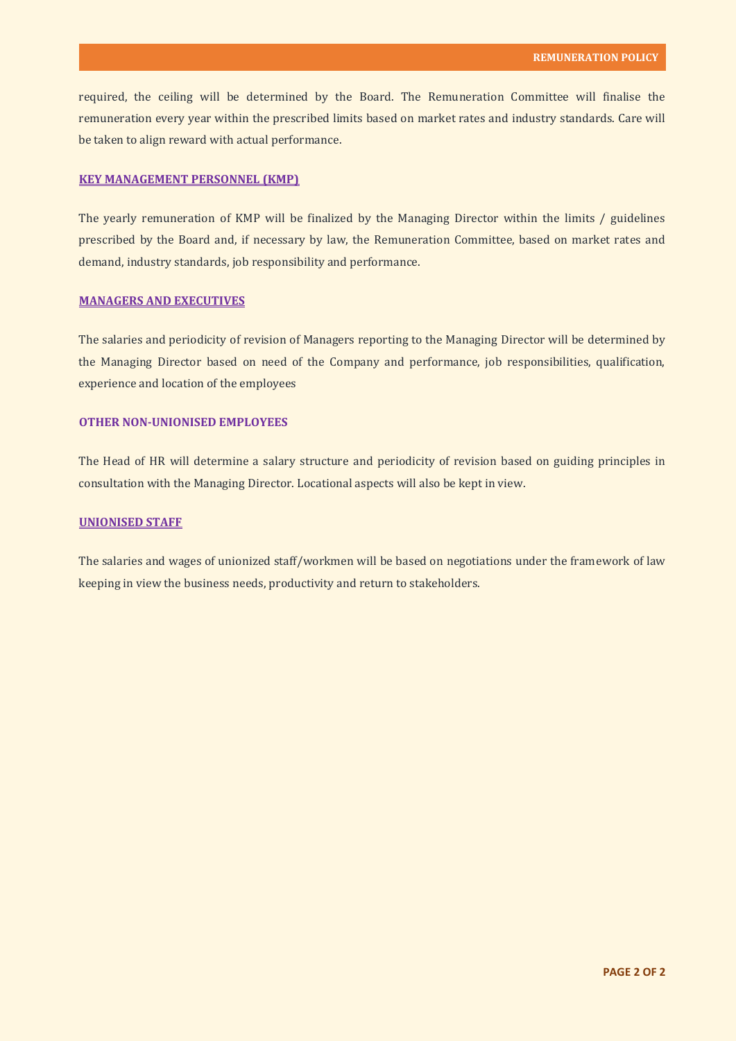required, the ceiling will be determined by the Board. The Remuneration Committee will finalise the remuneration every year within the prescribed limits based on market rates and industry standards. Care will be taken to align reward with actual performance.

## KEY MANAGEMENT PERSONNEL (KMP)

The yearly remuneration of KMP will be finalized by the Managing Director within the limits / guidelines prescribed by the Board and, if necessary by law, the Remuneration Committee, based on market rates and demand, industry standards, job responsibility and performance.

## MANAGERS AND EXECUTIVES

The salaries and periodicity of revision of Managers reporting to the Managing Director will be determined by the Managing Director based on need of the Company and performance, job responsibilities, qualification, experience and location of the employees

## OTHER NON-UNIONISED EMPLOYEES

The Head of HR will determine a salary structure and periodicity of revision based on guiding principles in consultation with the Managing Director. Locational aspects will also be kept in view.

## UNIONISED STAFF

The salaries and wages of unionized staff/workmen will be based on negotiations under the framework of law keeping in view the business needs, productivity and return to stakeholders.